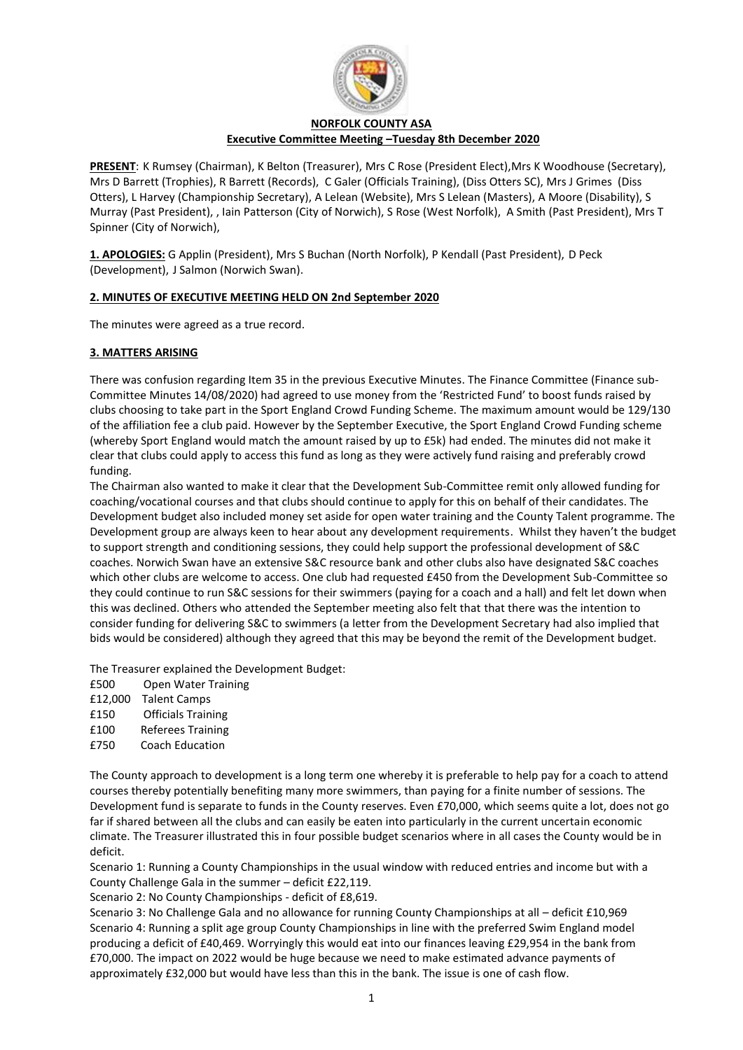**NORFOLK COUNTY ASA**
**Executive Committee Meeting –Tuesday 8th December 2020**

**PRESENT**: K Rumsey (Chairman), K Belton (Treasurer), Mrs C Rose (President Elect),Mrs K Woodhouse (Secretary), Mrs D Barrett (Trophies), R Barrett (Records), C Galer (Officials Training), (Diss Otters SC), Mrs J Grimes (Diss Otters), L Harvey (Championship Secretary), A Lelean (Website), Mrs S Lelean (Masters), A Moore (Disability), S Murray (Past President), , Iain Patterson (City of Norwich), S Rose (West Norfolk), A Smith (Past President), Mrs T Spinner (City of Norwich),

**1. APOLOGIES:** G Applin (President), Mrs S Buchan (North Norfolk), P Kendall (Past President), D Peck (Development), J Salmon (Norwich Swan).

**2. MINUTES OF EXECUTIVE MEETING HELD ON 2nd September 2020**

The minutes were agreed as a true record.

**3. MATTERS ARISING**

There was confusion regarding Item 35 in the previous Executive Minutes. The Finance Committee (Finance sub-Committee Minutes 14/08/2020) had agreed to use money from the 'Restricted Fund' to boost funds raised by clubs choosing to take part in the Sport England Crowd Funding Scheme. The maximum amount would be 129/130 of the affiliation fee a club paid. However by the September Executive, the Sport England Crowd Funding scheme (whereby Sport England would match the amount raised by up to £5k) had ended. The minutes did not make it clear that clubs could apply to access this fund as long as they were actively fund raising and preferably crowd funding.
The Chairman also wanted to make it clear that the Development Sub-Committee remit only allowed funding for coaching/vocational courses and that clubs should continue to apply for this on behalf of their candidates. The Development budget also included money set aside for open water training and the County Talent programme. The Development group are always keen to hear about any development requirements. Whilst they haven't the budget to support strength and conditioning sessions, they could help support the professional development of S&C coaches. Norwich Swan have an extensive S&C resource bank and other clubs also have designated S&C coaches which other clubs are welcome to access. One club had requested £450 from the Development Sub-Committee so they could continue to run S&C sessions for their swimmers (paying for a coach and a hall) and felt let down when this was declined. Others who attended the September meeting also felt that that there was the intention to consider funding for delivering S&C to swimmers (a letter from the Development Secretary had also implied that bids would be considered) although they agreed that this may be beyond the remit of the Development budget.

The Treasurer explained the Development Budget:

| | |
|---|---|
| £500 | Open Water Training |
| £12,000 | Talent Camps |
| £150 | Officials Training |
| £100 | Referees Training |
| £750 | Coach Education |

The County approach to development is a long term one whereby it is preferable to help pay for a coach to attend courses thereby potentially benefiting many more swimmers, than paying for a finite number of sessions. The Development fund is separate to funds in the County reserves. Even £70,000, which seems quite a lot, does not go far if shared between all the clubs and can easily be eaten into particularly in the current uncertain economic climate. The Treasurer illustrated this in four possible budget scenarios where in all cases the County would be in deficit.
Scenario 1: Running a County Championships in the usual window with reduced entries and income but with a County Challenge Gala in the summer – deficit £22,119.
Scenario 2: No County Championships - deficit of £8,619.
Scenario 3: No Challenge Gala and no allowance for running County Championships at all – deficit £10,969
Scenario 4: Running a split age group County Championships in line with the preferred Swim England model producing a deficit of £40,469. Worryingly this would eat into our finances leaving £29,954 in the bank from £70,000. The impact on 2022 would be huge because we need to make estimated advance payments of approximately £32,000 but would have less than this in the bank. The issue is one of cash flow.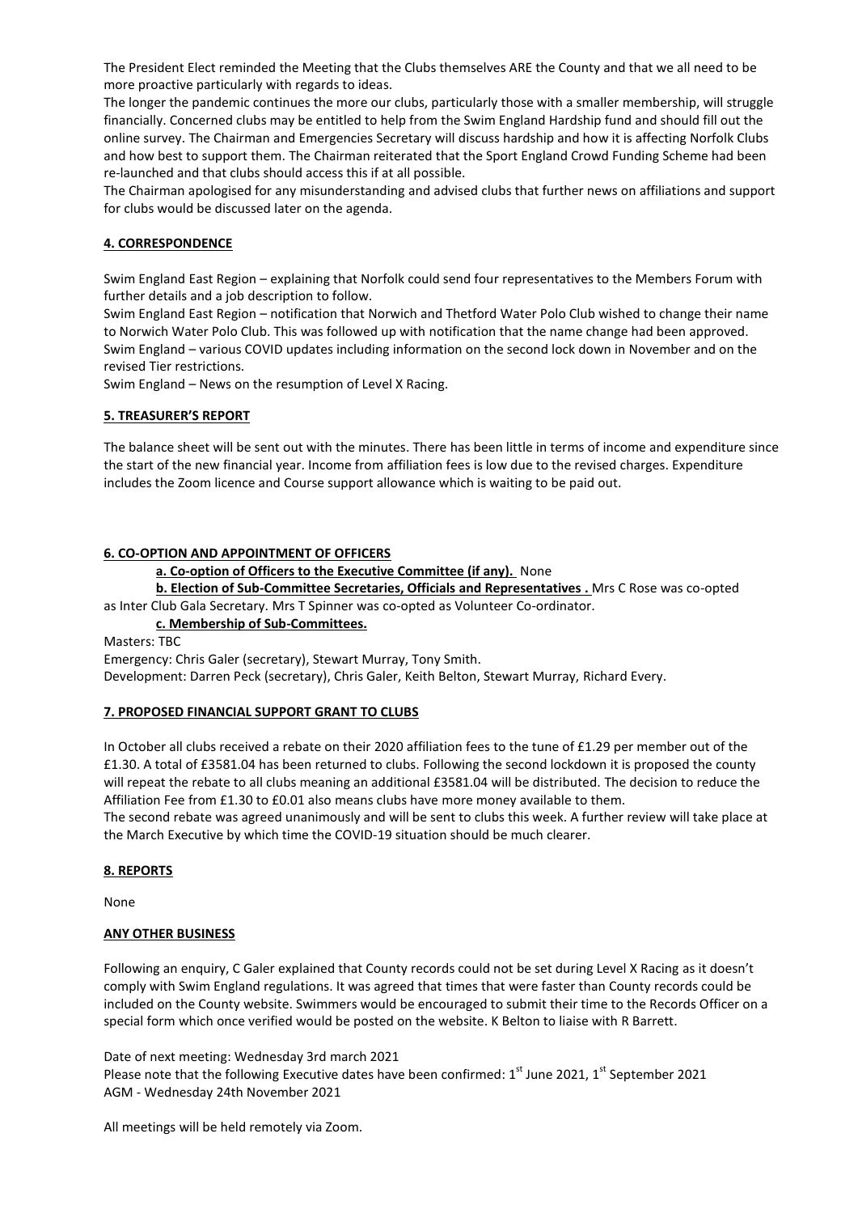The President Elect reminded the Meeting that the Clubs themselves ARE the County and that we all need to be more proactive particularly with regards to ideas.

The longer the pandemic continues the more our clubs, particularly those with a smaller membership, will struggle financially. Concerned clubs may be entitled to help from the Swim England Hardship fund and should fill out the online survey. The Chairman and Emergencies Secretary will discuss hardship and how it is affecting Norfolk Clubs and how best to support them. The Chairman reiterated that the Sport England Crowd Funding Scheme had been re-launched and that clubs should access this if at all possible.

The Chairman apologised for any misunderstanding and advised clubs that further news on affiliations and support for clubs would be discussed later on the agenda.

## 4. CORRESPONDENCE

Swim England East Region – explaining that Norfolk could send four representatives to the Members Forum with further details and a job description to follow.

Swim England East Region – notification that Norwich and Thetford Water Polo Club wished to change their name to Norwich Water Polo Club. This was followed up with notification that the name change had been approved.

Swim England – various COVID updates including information on the second lock down in November and on the revised Tier restrictions.

Swim England – News on the resumption of Level X Racing.

## 5. TREASURER'S REPORT

The balance sheet will be sent out with the minutes. There has been little in terms of income and expenditure since the start of the new financial year. Income from affiliation fees is low due to the revised charges. Expenditure includes the Zoom licence and Course support allowance which is waiting to be paid out.

## 6. CO-OPTION AND APPOINTMENT OF OFFICERS

**a. Co-option of Officers to the Executive Committee (if any).** None

**b. Election of Sub-Committee Secretaries, Officials and Representatives .** Mrs C Rose was co-opted as Inter Club Gala Secretary. Mrs T Spinner was co-opted as Volunteer Co-ordinator.

**c. Membership of Sub-Committees.**

Masters: TBC

Emergency: Chris Galer (secretary), Stewart Murray, Tony Smith.

Development: Darren Peck (secretary), Chris Galer, Keith Belton, Stewart Murray, Richard Every.

## 7. PROPOSED FINANCIAL SUPPORT GRANT TO CLUBS

In October all clubs received a rebate on their 2020 affiliation fees to the tune of £1.29 per member out of the £1.30. A total of £3581.04 has been returned to clubs. Following the second lockdown it is proposed the county will repeat the rebate to all clubs meaning an additional £3581.04 will be distributed. The decision to reduce the Affiliation Fee from £1.30 to £0.01 also means clubs have more money available to them.

The second rebate was agreed unanimously and will be sent to clubs this week. A further review will take place at the March Executive by which time the COVID-19 situation should be much clearer.

## 8. REPORTS

None

## ANY OTHER BUSINESS

Following an enquiry, C Galer explained that County records could not be set during Level X Racing as it doesn't comply with Swim England regulations. It was agreed that times that were faster than County records could be included on the County website. Swimmers would be encouraged to submit their time to the Records Officer on a special form which once verified would be posted on the website. K Belton to liaise with R Barrett.

Date of next meeting: Wednesday 3rd march 2021

Please note that the following Executive dates have been confirmed: 1st June 2021, 1st September 2021

AGM - Wednesday 24th November 2021

All meetings will be held remotely via Zoom.